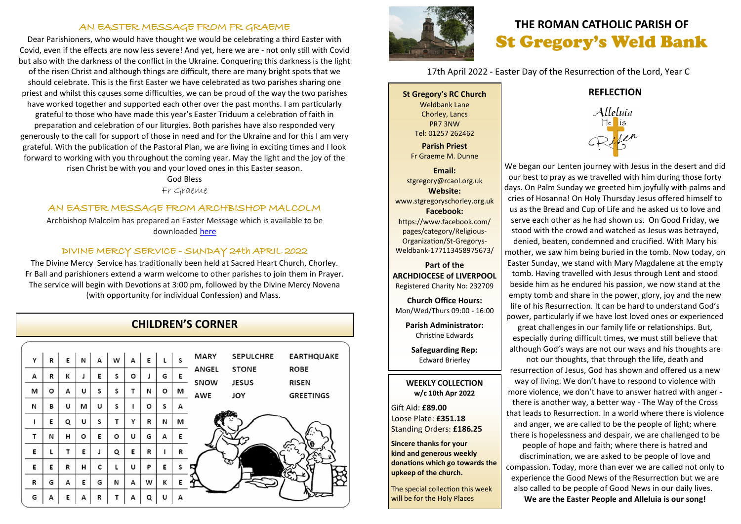## AN EASTER MESSAGE FROM FR GRAEME

Dear Parishioners, who would have thought we would be celebrating a third Easter with Covid, even if the effects are now less severe! And yet, here we are - not only still with Covid but also with the darkness of the conflict in the Ukraine. Conquering this darkness is the light of the risen Christ and although things are difficult, there are many bright spots that we should celebrate. This is the first Easter we have celebrated as two parishes sharing one priest and whilst this causes some difficulties, we can be proud of the way the two parishes have worked together and supported each other over the past months. I am particularly grateful to those who have made this year's Easter Triduum a celebration of faith in preparation and celebration of our liturgies. Both parishes have also responded very generously to the call for support of those in need and for the Ukraine and for this I am very grateful. With the publication of the Pastoral Plan, we are living in exciting times and I look forward to working with you throughout the coming year. May the light and the joy of the risen Christ be with you and your loved ones in this Easter season.

God Bless

Fr Graeme

## AN EASTER MESSAGE FROM ARCHBISHOP MALCOLM

Archbishop Malcolm has prepared an Easter Message which is available to be downloaded here

## DIVINE MERCY SERVICE - SUNDAY 24th APRIL 2022

The Divine Mercy Service has traditionally been held at Sacred Heart Church, Chorley. Fr Ball and parishioners extend a warm welcome to other parishes to join them in Prayer. The service will begin with Devotions at 3:00 pm, followed by the Divine Mercy Novena (with opportunity for individual Confession) and Mass.

## CHILDREN'S CORNER

| | | | | | | | | | |
|---|---|---|---|---|---|---|---|---|---|
| Y | R | E | N | A | W | A | E | L | S |
| A | R | K | J | E | S | O | J | G | E |
| M | O | A | U | S | S | T | N | O | M |
| N | B | U | M | U | S | I | O | S | A |
| I | E | Q | U | S | T | Y | R | N | M |
| T | N | H | O | E | O | U | G | A | E |
| E | L | T | E | J | Q | E | R | I | R |
| E | E | R | H | C | L | U | P | E | S |
| R | G | A | E | G | N | A | W | K | E |
| G | A | E | A | R | T | A | Q | U | A |

MARY, SEPULCHRE, EARTHQUAKE, ANGEL, STONE, ROBE, SNOW, JESUS, RISEN, AWE, JOY, GREETINGS

# THE ROMAN CATHOLIC PARISH OF St Gregory's Weld Bank

17th April 2022 - Easter Day of the Resurrection of the Lord, Year C

**St Gregory's RC Church**
Weldbank Lane
Chorley, Lancs
PR7 3NW
Tel: 01257 262462

**Parish Priest**
Fr Graeme M. Dunne

**Email:**
stgregory@rcaol.org.uk

**Website:**
www.stgregoryschorley.org.uk

**Facebook:**
https://www.facebook.com/pages/category/Religious-Organization/St-Gregorys-Weldbank-177113458975673/

**Part of the ARCHDIOCESE of LIVERPOOL**
Registered Charity No: 232709

**Church Office Hours:**
Mon/Wed/Thurs 09:00 - 16:00

**Parish Administrator:**
Christine Edwards

**Safeguarding Rep:**
Edward Brierley

**WEEKLY COLLECTION**
**w/c 10th Apr 2022**

Gift Aid: **£89.00**
Loose Plate: **£351.18**
Standing Orders: **£186.25**

**Sincere thanks for your kind and generous weekly donations which go towards the upkeep of the church.**

The special collection this week will be for the Holy Places

## REFLECTION

Alleluia He is Risen

We began our Lenten journey with Jesus in the desert and did our best to pray as we travelled with him during those forty days. On Palm Sunday we greeted him joyfully with palms and cries of Hosanna! On Holy Thursday Jesus offered himself to us as the Bread and Cup of Life and he asked us to love and serve each other as he had shown us. On Good Friday, we stood with the crowd and watched as Jesus was betrayed, denied, beaten, condemned and crucified. With Mary his mother, we saw him being buried in the tomb. Now today, on Easter Sunday, we stand with Mary Magdalene at the empty tomb. Having travelled with Jesus through Lent and stood beside him as he endured his passion, we now stand at the empty tomb and share in the power, glory, joy and the new life of his Resurrection. It can be hard to understand God's power, particularly if we have lost loved ones or experienced great challenges in our family life or relationships. But, especially during difficult times, we must still believe that although God's ways are not our ways and his thoughts are not our thoughts, that through the life, death and resurrection of Jesus, God has shown and offered us a new way of living. We don't have to respond to violence with more violence, we don't have to answer hatred with anger - there is another way, a better way - The Way of the Cross that leads to Resurrection. In a world where there is violence and anger, we are called to be the people of light; where there is hopelessness and despair, we are challenged to be people of hope and faith; where there is hatred and discrimination, we are asked to be people of love and compassion. Today, more than ever we are called not only to experience the Good News of the Resurrection but we are also called to be people of Good News in our daily lives.

**We are the Easter People and Alleluia is our song!**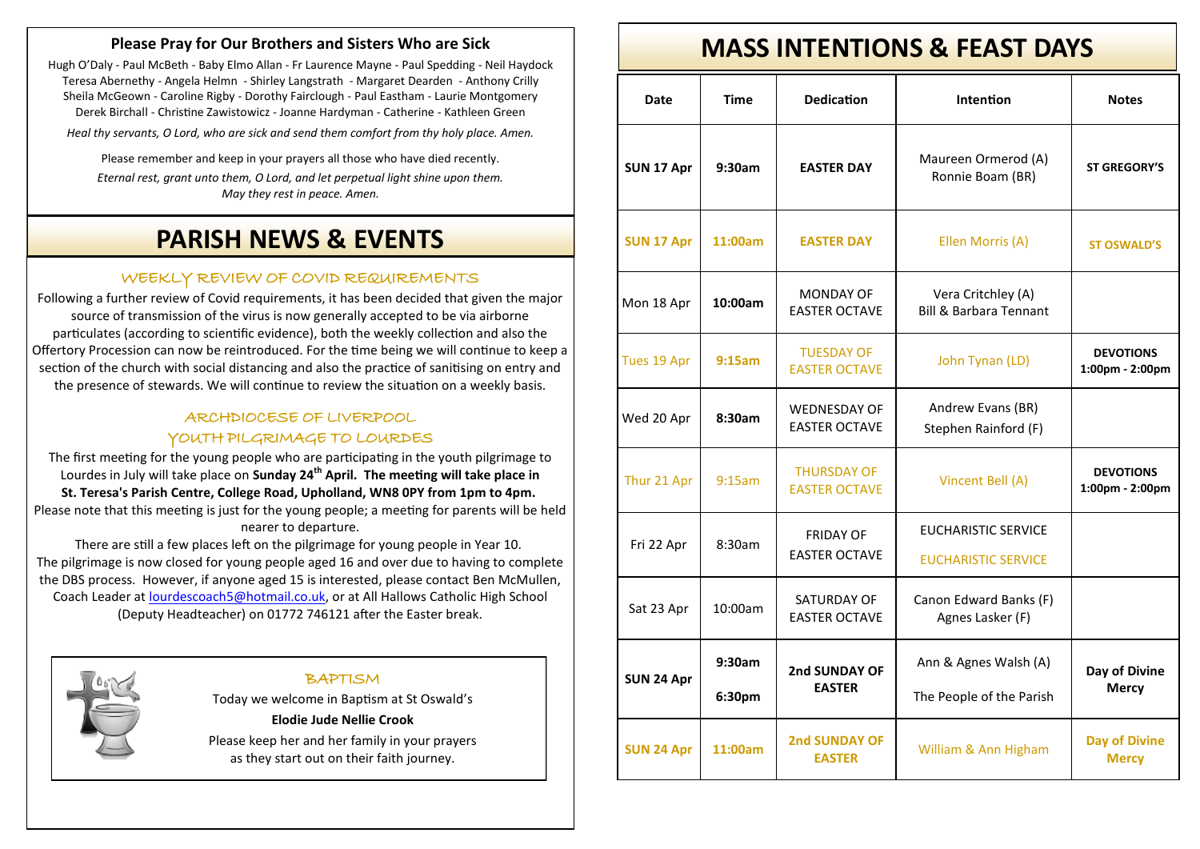## Please Pray for Our Brothers and Sisters Who are Sick

Hugh O'Daly - Paul McBeth - Baby Elmo Allan - Fr Laurence Mayne - Paul Spedding - Neil Haydock Teresa Abernethy - Angela Helmn - Shirley Langstrath - Margaret Dearden - Anthony Crilly Sheila McGeown - Caroline Rigby - Dorothy Fairclough - Paul Eastham - Laurie Montgomery Derek Birchall - Christine Zawistowicz - Joanne Hardyman - Catherine - Kathleen Green

*Heal thy servants, O Lord, who are sick and send them comfort from thy holy place. Amen.*

Please remember and keep in your prayers all those who have died recently.

*Eternal rest, grant unto them, O Lord, and let perpetual light shine upon them. May they rest in peace. Amen.*

# PARISH NEWS & EVENTS

### WEEKLY REVIEW OF COVID REQUIREMENTS

Following a further review of Covid requirements, it has been decided that given the major source of transmission of the virus is now generally accepted to be via airborne particulates (according to scientific evidence), both the weekly collection and also the Offertory Procession can now be reintroduced. For the time being we will continue to keep a section of the church with social distancing and also the practice of sanitising on entry and the presence of stewards. We will continue to review the situation on a weekly basis.

### ARCHDIOCESE OF LIVERPOOL YOUTH PILGRIMAGE TO LOURDES

The first meeting for the young people who are participating in the youth pilgrimage to Lourdes in July will take place on **Sunday 24th April. The meeting will take place in St. Teresa's Parish Centre, College Road, Upholland, WN8 0PY from 1pm to 4pm.** Please note that this meeting is just for the young people; a meeting for parents will be held nearer to departure.

There are still a few places left on the pilgrimage for young people in Year 10. The pilgrimage is now closed for young people aged 16 and over due to having to complete the DBS process. However, if anyone aged 15 is interested, please contact Ben McMullen, Coach Leader at lourdescoach5@hotmail.co.uk, or at All Hallows Catholic High School (Deputy Headteacher) on 01772 746121 after the Easter break.

### BAPTISM

Today we welcome in Baptism at St Oswald's

**Elodie Jude Nellie Crook**

Please keep her and her family in your prayers as they start out on their faith journey.

# MASS INTENTIONS & FEAST DAYS

| Date | Time | Dedication | Intention | Notes |
|---|---|---|---|---|
| **SUN 17 Apr** | **9:30am** | **EASTER DAY** | Maureen Ormerod (A) Ronnie Boam (BR) | **ST GREGORY'S** |
| **SUN 17 Apr** | **11:00am** | **EASTER DAY** | Ellen Morris (A) | **ST OSWALD'S** |
| Mon 18 Apr | **10:00am** | MONDAY OF EASTER OCTAVE | Vera Critchley (A) Bill & Barbara Tennant | |
| Tues 19 Apr | **9:15am** | TUESDAY OF EASTER OCTAVE | John Tynan (LD) | **DEVOTIONS 1:00pm - 2:00pm** |
| Wed 20 Apr | **8:30am** | WEDNESDAY OF EASTER OCTAVE | Andrew Evans (BR) Stephen Rainford (F) | |
| Thur 21 Apr | 9:15am | THURSDAY OF EASTER OCTAVE | Vincent Bell (A) | **DEVOTIONS 1:00pm - 2:00pm** |
| Fri 22 Apr | 8:30am | FRIDAY OF EASTER OCTAVE | EUCHARISTIC SERVICE EUCHARISTIC SERVICE | |
| Sat 23 Apr | 10:00am | SATURDAY OF EASTER OCTAVE | Canon Edward Banks (F) Agnes Lasker (F) | |
| **SUN 24 Apr** | **9:30am** **6:30pm** | **2nd SUNDAY OF EASTER** | Ann & Agnes Walsh (A) The People of the Parish | **Day of Divine Mercy** |
| **SUN 24 Apr** | **11:00am** | **2nd SUNDAY OF EASTER** | William & Ann Higham | **Day of Divine Mercy** |